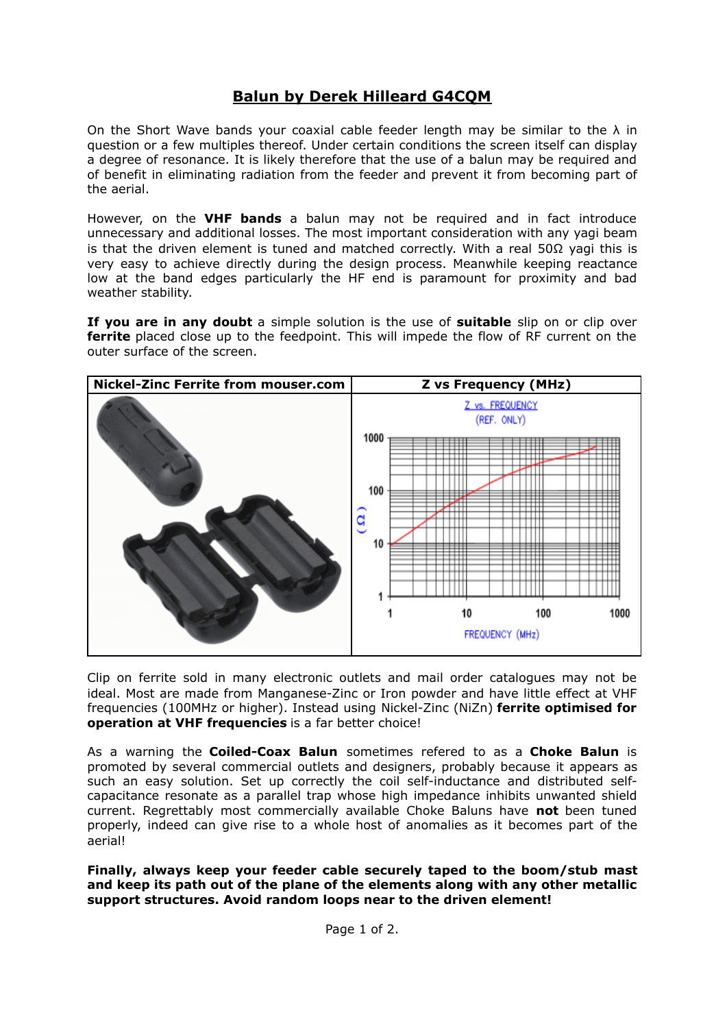# Balun by Derek Hilleard G4CQM

On the Short Wave bands your coaxial cable feeder length may be similar to the λ in question or a few multiples thereof. Under certain conditions the screen itself can display a degree of resonance. It is likely therefore that the use of a balun may be required and of benefit in eliminating radiation from the feeder and prevent it from becoming part of the aerial.

However, on the **VHF bands** a balun may not be required and in fact introduce unnecessary and additional losses. The most important consideration with any yagi beam is that the driven element is tuned and matched correctly. With a real 50Ω yagi this is very easy to achieve directly during the design process. Meanwhile keeping reactance low at the band edges particularly the HF end is paramount for proximity and bad weather stability.

**If you are in any doubt** a simple solution is the use of **suitable** slip on or clip over **ferrite** placed close up to the feedpoint. This will impede the flow of RF current on the outer surface of the screen.

| Nickel-Zinc Ferrite from mouser.com | Z vs Frequency (MHz) |
|---|---|
| | |

Clip on ferrite sold in many electronic outlets and mail order catalogues may not be ideal. Most are made from Manganese-Zinc or Iron powder and have little effect at VHF frequencies (100MHz or higher). Instead using Nickel-Zinc (NiZn) **ferrite optimised for operation at VHF frequencies** is a far better choice!

As a warning the **Coiled-Coax Balun** sometimes refered to as a **Choke Balun** is promoted by several commercial outlets and designers, probably because it appears as such an easy solution. Set up correctly the coil self-inductance and distributed self-capacitance resonate as a parallel trap whose high impedance inhibits unwanted shield current. Regrettably most commercially available Choke Baluns have **not** been tuned properly, indeed can give rise to a whole host of anomalies as it becomes part of the aerial!

**Finally, always keep your feeder cable securely taped to the boom/stub mast and keep its path out of the plane of the elements along with any other metallic support structures. Avoid random loops near to the driven element!**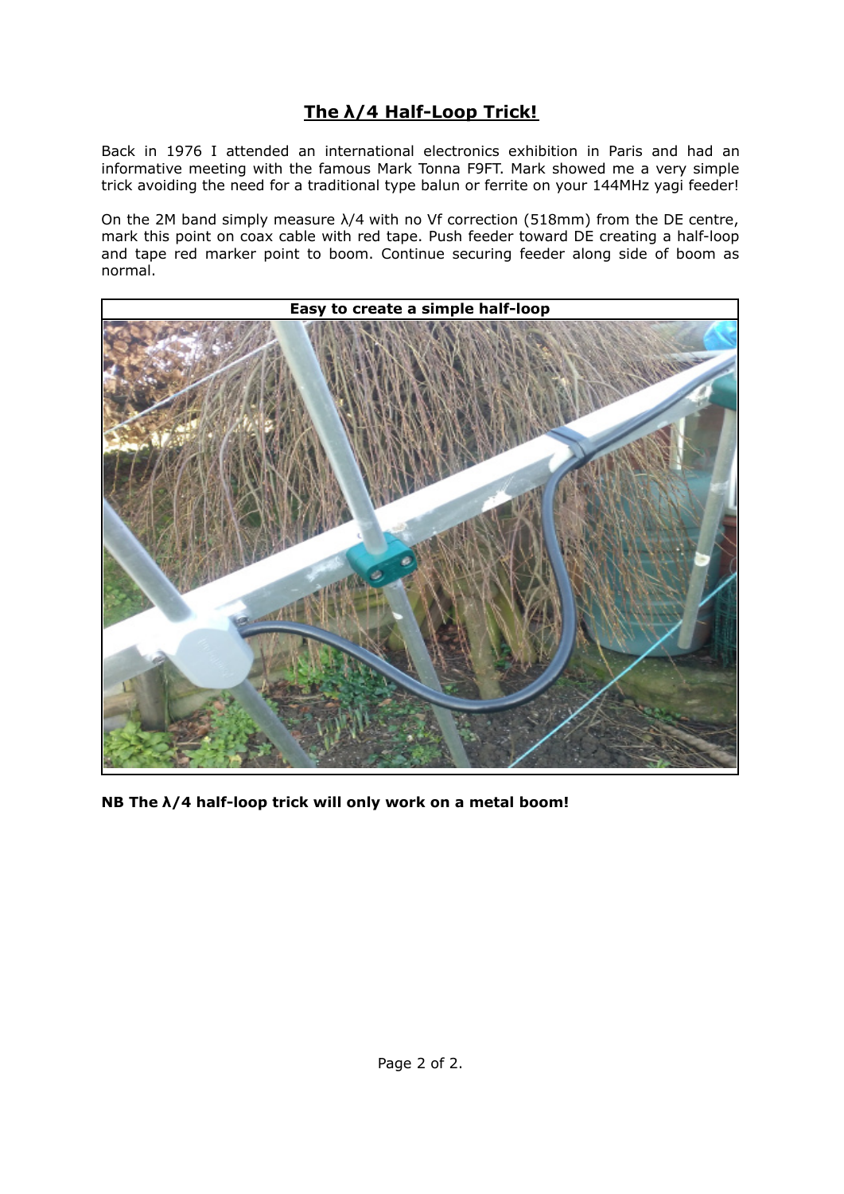# The λ/4 Half-Loop Trick!

Back in 1976 I attended an international electronics exhibition in Paris and had an informative meeting with the famous Mark Tonna F9FT. Mark showed me a very simple trick avoiding the need for a traditional type balun or ferrite on your 144MHz yagi feeder!

On the 2M band simply measure λ/4 with no Vf correction (518mm) from the DE centre, mark this point on coax cable with red tape. Push feeder toward DE creating a half-loop and tape red marker point to boom. Continue securing feeder along side of boom as normal.

**Easy to create a simple half-loop**

**NB The λ/4 half-loop trick will only work on a metal boom!**